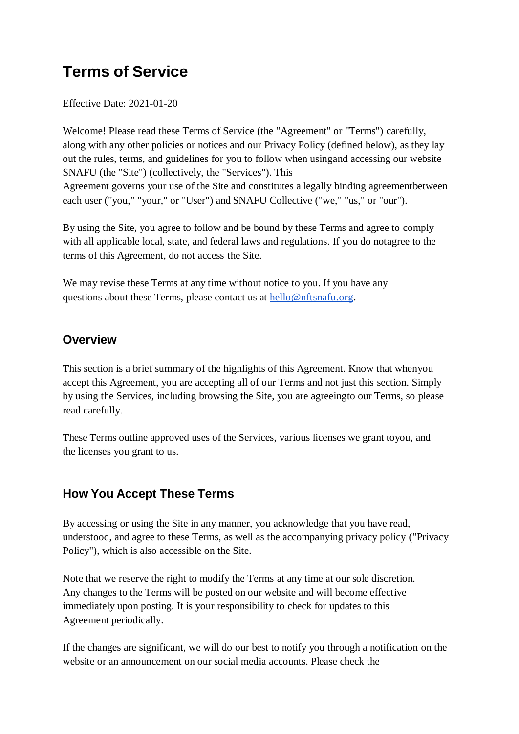# Terms of Service

Effective Date: 2021-01-20

Welcome! Please read these Terms of Service (the "Agreement" or "Terms") carefully, along with any other policies or notices and our Privacy Policy (defined below), as they lay out the rules, terms, and guidelines for you to follow when usingand accessing our website SNAFU (the "Site") (collectively, the "Services"). This Agreement governs your use of the Site and constitutes a legally binding agreementbetween each user ("you," "your," or "User") and SNAFU Collective ("we," "us," or "our").

By using the Site, you agree to follow and be bound by these Terms and agree to comply with all applicable local, state, and federal laws and regulations. If you do notagree to the terms of this Agreement, do not access the Site.

We may revise these Terms at any time without notice to you. If you have any questions about these Terms, please contact us at [hello@nftsnafu.org](mailto:hello@nftsnafu.org).

## Overview

This section is a brief summary of the highlights of this Agreement. Know that whenyou accept this Agreement, you are accepting all of our Terms and not just this section. Simply by using the Services, including browsing the Site, you are agreeingto our Terms, so please read carefully.

These Terms outline approved uses of the Services, various licenses we grant toyou, and the licenses you grant to us.

## How You Accept These Terms

By accessing or using the Site in any manner, you acknowledge that you have read, understood, and agree to these Terms, as well as the accompanying privacy policy ("Privacy Policy"), which is also accessible on the Site.

Note that we reserve the right to modify the Terms at any time at our sole discretion. Any changes to the Terms will be posted on our website and will become effective immediately upon posting. It is your responsibility to check for updates to this Agreement periodically.

If the changes are significant, we will do our best to notify you through a notification on the website or an announcement on our social media accounts. Please check the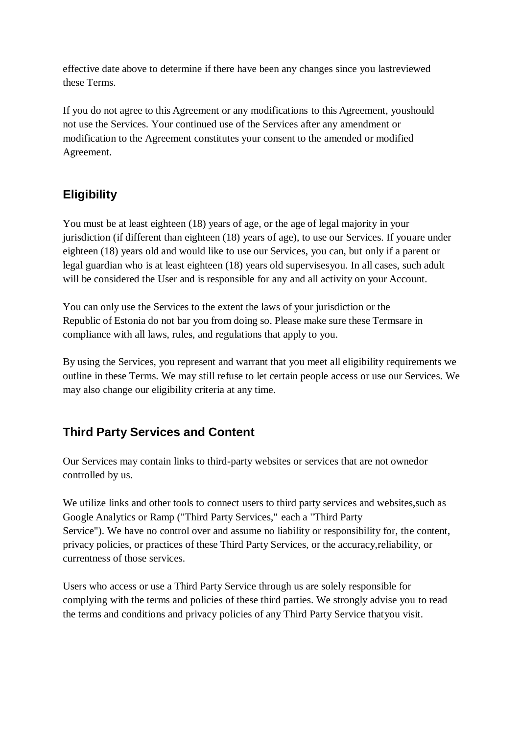effective date above to determine if there have been any changes since you lastreviewed these Terms.

If you do not agree to this Agreement or any modifications to this Agreement, youshould not use the Services. Your continued use of the Services after any amendment or modification to the Agreement constitutes your consent to the amended or modified Agreement.

## Eligibility

You must be at least eighteen (18) years of age, or the age of legal majority in your jurisdiction (if different than eighteen (18) years of age), to use our Services. If youare under eighteen (18) years old and would like to use our Services, you can, but only if a parent or legal guardian who is at least eighteen (18) years old supervisesyou. In all cases, such adult will be considered the User and is responsible for any and all activity on your Account.

You can only use the Services to the extent the laws of your jurisdiction or the Republic of Estonia do not bar you from doing so. Please make sure these Termsare in compliance with all laws, rules, and regulations that apply to you.

By using the Services, you represent and warrant that you meet all eligibility requirements we outline in these Terms. We may still refuse to let certain people access or use our Services. We may also change our eligibility criteria at any time.

## Third Party Services and Content

Our Services may contain links to third-party websites or services that are not ownedor controlled by us.

We utilize links and other tools to connect users to third party services and websites,such as Google Analytics or Ramp ("Third Party Services," each a "Third Party Service"). We have no control over and assume no liability or responsibility for, the content, privacy policies, or practices of these Third Party Services, or the accuracy,reliability, or currentness of those services.

Users who access or use a Third Party Service through us are solely responsible for complying with the terms and policies of these third parties. We strongly advise you to read the terms and conditions and privacy policies of any Third Party Service thatyou visit.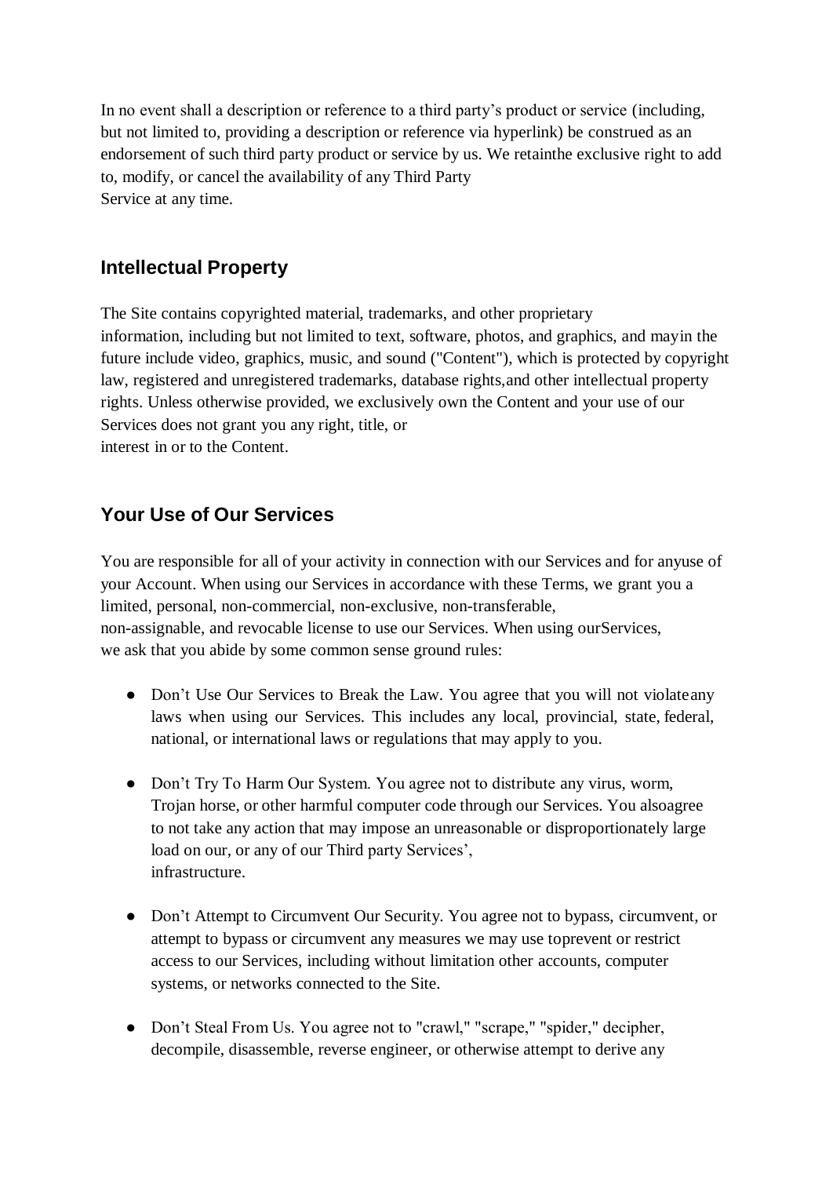In no event shall a description or reference to a third party's product or service (including, but not limited to, providing a description or reference via hyperlink) be construed as an endorsement of such third party product or service by us. We retainthe exclusive right to add to, modify, or cancel the availability of any Third Party Service at any time.

## Intellectual Property

The Site contains copyrighted material, trademarks, and other proprietary information, including but not limited to text, software, photos, and graphics, and mayin the future include video, graphics, music, and sound ("Content"), which is protected by copyright law, registered and unregistered trademarks, database rights,and other intellectual property rights. Unless otherwise provided, we exclusively own the Content and your use of our Services does not grant you any right, title, or interest in or to the Content.

## Your Use of Our Services

You are responsible for all of your activity in connection with our Services and for anyuse of your Account. When using our Services in accordance with these Terms, we grant you a limited, personal, non-commercial, non-exclusive, non-transferable, non-assignable, and revocable license to use our Services. When using ourServices, we ask that you abide by some common sense ground rules:

- Don't Use Our Services to Break the Law. You agree that you will not violateany laws when using our Services. This includes any local, provincial, state, federal, national, or international laws or regulations that may apply to you.

- Don't Try To Harm Our System. You agree not to distribute any virus, worm, Trojan horse, or other harmful computer code through our Services. You alsoagree to not take any action that may impose an unreasonable or disproportionately large load on our, or any of our Third party Services', infrastructure.

- Don't Attempt to Circumvent Our Security. You agree not to bypass, circumvent, or attempt to bypass or circumvent any measures we may use toprevent or restrict access to our Services, including without limitation other accounts, computer systems, or networks connected to the Site.

- Don't Steal From Us. You agree not to "crawl," "scrape," "spider," decipher, decompile, disassemble, reverse engineer, or otherwise attempt to derive any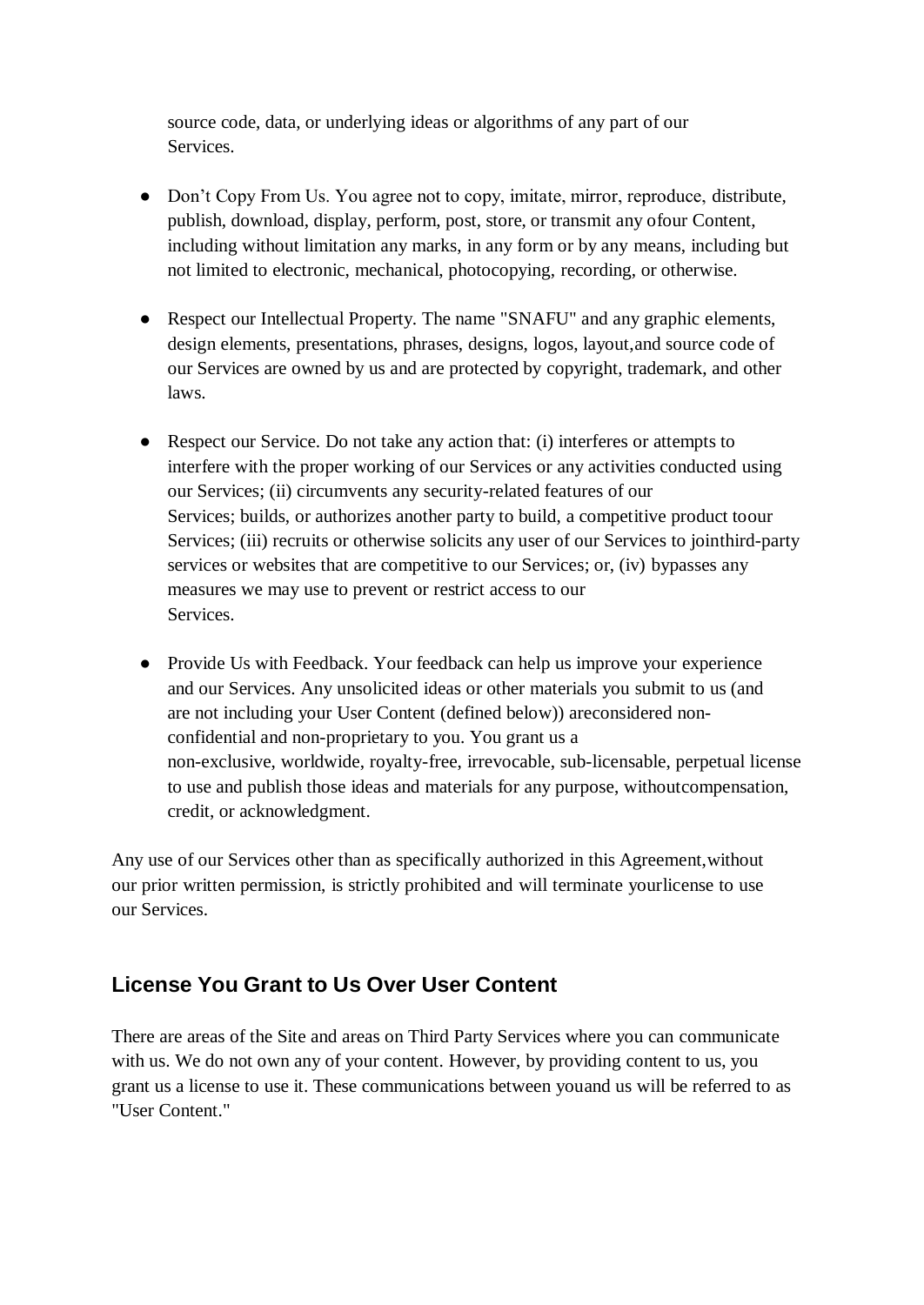source code, data, or underlying ideas or algorithms of any part of our Services.

- Don't Copy From Us. You agree not to copy, imitate, mirror, reproduce, distribute, publish, download, display, perform, post, store, or transmit any ofour Content, including without limitation any marks, in any form or by any means, including but not limited to electronic, mechanical, photocopying, recording, or otherwise.

- Respect our Intellectual Property. The name "SNAFU" and any graphic elements, design elements, presentations, phrases, designs, logos, layout,and source code of our Services are owned by us and are protected by copyright, trademark, and other laws.

- Respect our Service. Do not take any action that: (i) interferes or attempts to interfere with the proper working of our Services or any activities conducted using our Services; (ii) circumvents any security-related features of our Services; builds, or authorizes another party to build, a competitive product toour Services; (iii) recruits or otherwise solicits any user of our Services to jointhird-party services or websites that are competitive to our Services; or, (iv) bypasses any measures we may use to prevent or restrict access to our Services.

- Provide Us with Feedback. Your feedback can help us improve your experience and our Services. Any unsolicited ideas or other materials you submit to us (and are not including your User Content (defined below)) areconsidered non-confidential and non-proprietary to you. You grant us a non-exclusive, worldwide, royalty-free, irrevocable, sub-licensable, perpetual license to use and publish those ideas and materials for any purpose, withoutcompensation, credit, or acknowledgment.

Any use of our Services other than as specifically authorized in this Agreement,without our prior written permission, is strictly prohibited and will terminate yourlicense to use our Services.

## License You Grant to Us Over User Content

There are areas of the Site and areas on Third Party Services where you can communicate with us. We do not own any of your content. However, by providing content to us, you grant us a license to use it. These communications between youand us will be referred to as "User Content."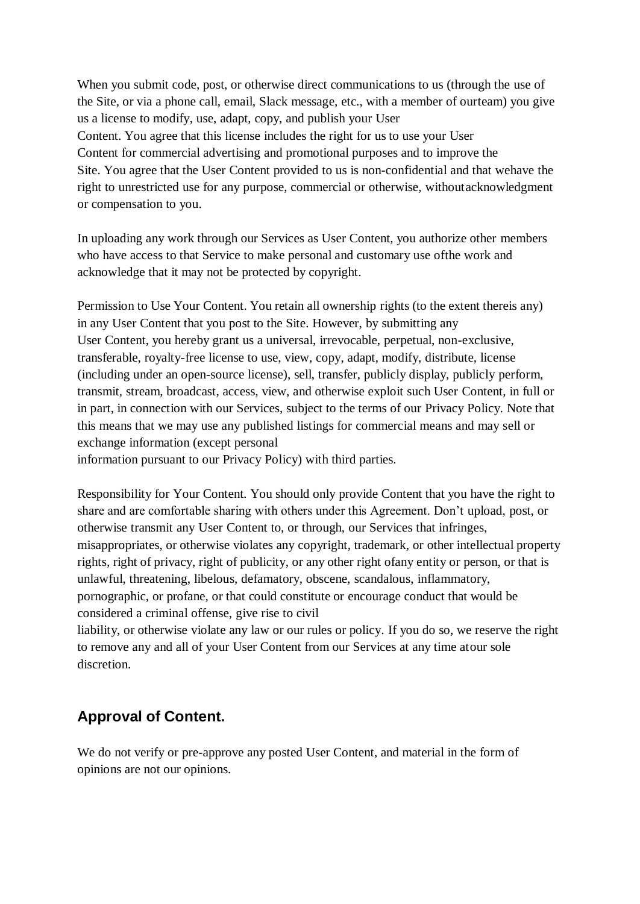When you submit code, post, or otherwise direct communications to us (through the use of the Site, or via a phone call, email, Slack message, etc., with a member of ourteam) you give us a license to modify, use, adapt, copy, and publish your User Content. You agree that this license includes the right for us to use your User Content for commercial advertising and promotional purposes and to improve the Site. You agree that the User Content provided to us is non-confidential and that wehave the right to unrestricted use for any purpose, commercial or otherwise, withoutacknowledgment or compensation to you.

In uploading any work through our Services as User Content, you authorize other members who have access to that Service to make personal and customary use ofthe work and acknowledge that it may not be protected by copyright.

Permission to Use Your Content. You retain all ownership rights (to the extent thereis any) in any User Content that you post to the Site. However, by submitting any User Content, you hereby grant us a universal, irrevocable, perpetual, non-exclusive, transferable, royalty-free license to use, view, copy, adapt, modify, distribute, license (including under an open-source license), sell, transfer, publicly display, publicly perform, transmit, stream, broadcast, access, view, and otherwise exploit such User Content, in full or in part, in connection with our Services, subject to the terms of our Privacy Policy. Note that this means that we may use any published listings for commercial means and may sell or exchange information (except personal information pursuant to our Privacy Policy) with third parties.

Responsibility for Your Content. You should only provide Content that you have the right to share and are comfortable sharing with others under this Agreement. Don't upload, post, or otherwise transmit any User Content to, or through, our Services that infringes, misappropriates, or otherwise violates any copyright, trademark, or other intellectual property rights, right of privacy, right of publicity, or any other right ofany entity or person, or that is unlawful, threatening, libelous, defamatory, obscene, scandalous, inflammatory, pornographic, or profane, or that could constitute or encourage conduct that would be considered a criminal offense, give rise to civil liability, or otherwise violate any law or our rules or policy. If you do so, we reserve the right to remove any and all of your User Content from our Services at any time atour sole discretion.

## Approval of Content.

We do not verify or pre-approve any posted User Content, and material in the form of opinions are not our opinions.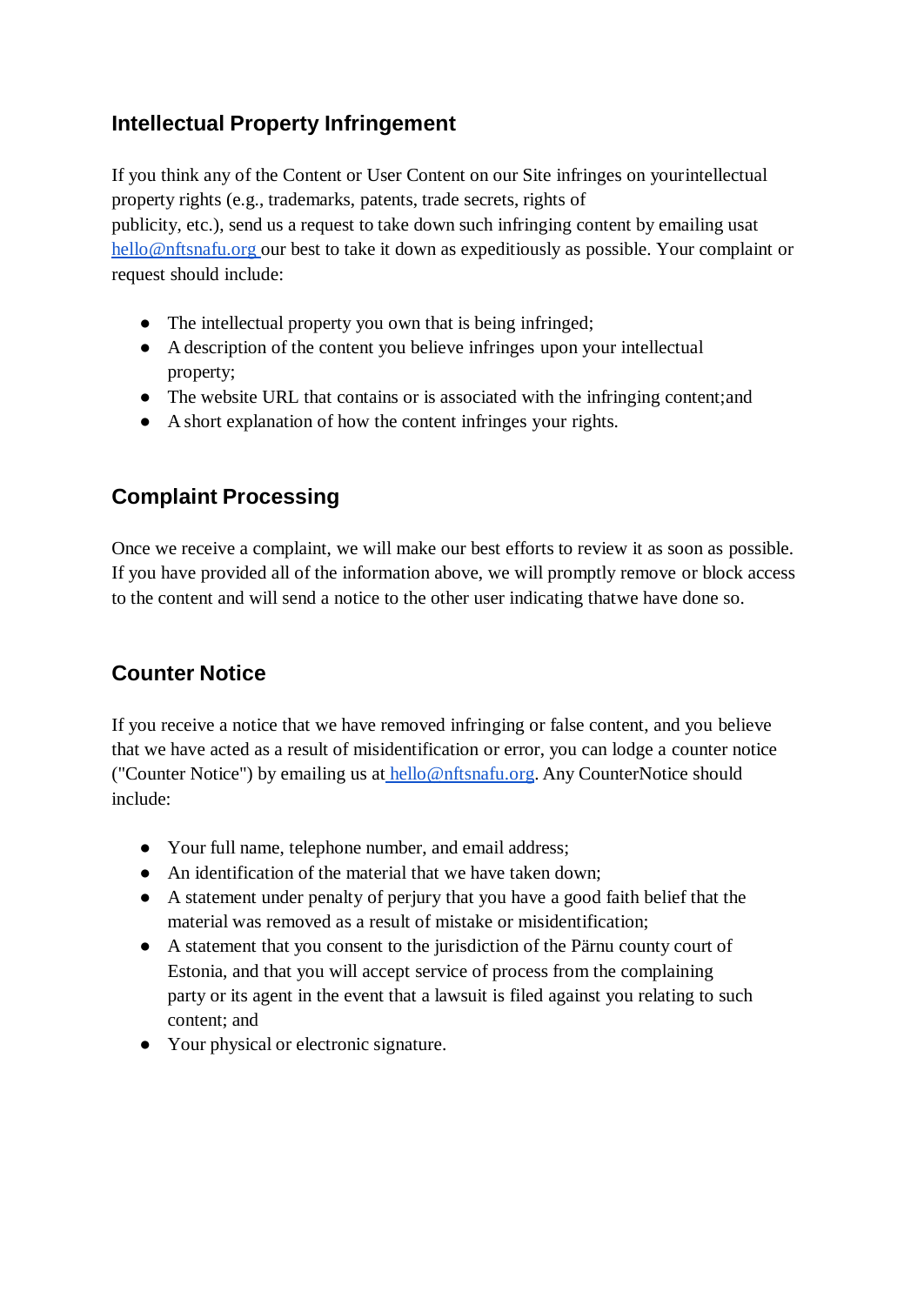## Intellectual Property Infringement

If you think any of the Content or User Content on our Site infringes on yourintellectual property rights (e.g., trademarks, patents, trade secrets, rights of publicity, etc.), send us a request to take down such infringing content by emailing usat hello@nftsnafu.org our best to take it down as expeditiously as possible. Your complaint or request should include:

- The intellectual property you own that is being infringed;
- A description of the content you believe infringes upon your intellectual property;
- The website URL that contains or is associated with the infringing content;and
- A short explanation of how the content infringes your rights.

## Complaint Processing

Once we receive a complaint, we will make our best efforts to review it as soon as possible. If you have provided all of the information above, we will promptly remove or block access to the content and will send a notice to the other user indicating thatwe have done so.

## Counter Notice

If you receive a notice that we have removed infringing or false content, and you believe that we have acted as a result of misidentification or error, you can lodge a counter notice ("Counter Notice") by emailing us at hello@nftsnafu.org. Any CounterNotice should include:

- Your full name, telephone number, and email address;
- An identification of the material that we have taken down;
- A statement under penalty of perjury that you have a good faith belief that the material was removed as a result of mistake or misidentification;
- A statement that you consent to the jurisdiction of the Pärnu county court of Estonia, and that you will accept service of process from the complaining party or its agent in the event that a lawsuit is filed against you relating to such content; and
- Your physical or electronic signature.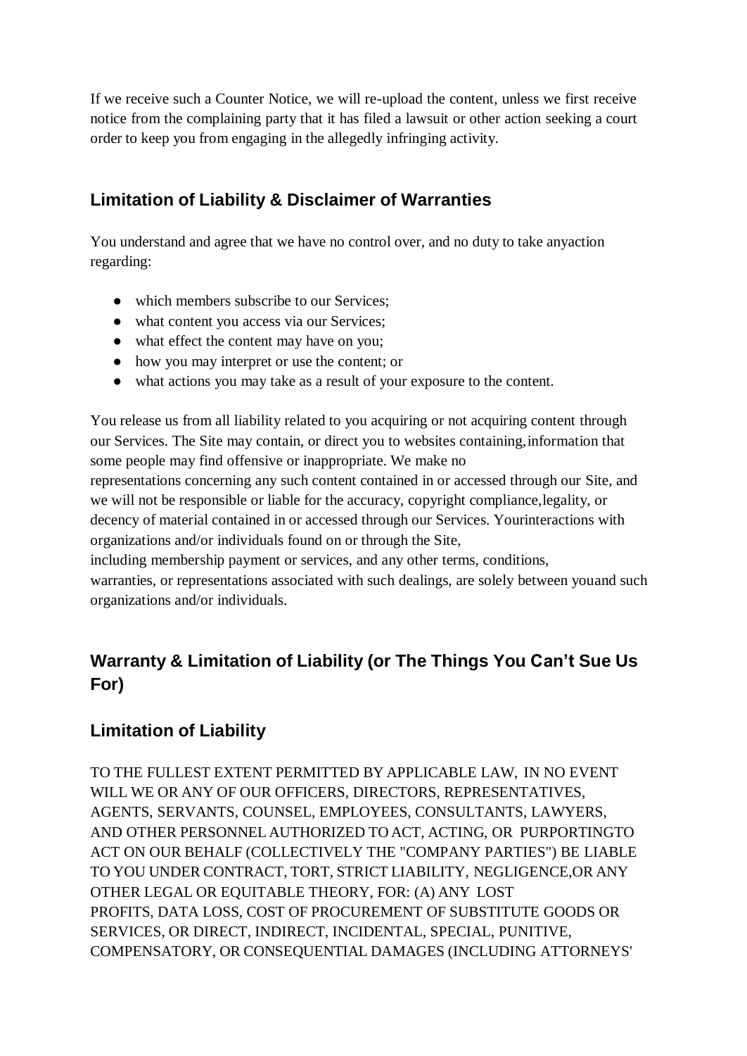If we receive such a Counter Notice, we will re-upload the content, unless we first receive notice from the complaining party that it has filed a lawsuit or other action seeking a court order to keep you from engaging in the allegedly infringing activity.

## Limitation of Liability & Disclaimer of Warranties

You understand and agree that we have no control over, and no duty to take anyaction regarding:

- which members subscribe to our Services;
- what content you access via our Services;
- what effect the content may have on you;
- how you may interpret or use the content; or
- what actions you may take as a result of your exposure to the content.

You release us from all liability related to you acquiring or not acquiring content through our Services. The Site may contain, or direct you to websites containing,information that some people may find offensive or inappropriate. We make no representations concerning any such content contained in or accessed through our Site, and we will not be responsible or liable for the accuracy, copyright compliance,legality, or decency of material contained in or accessed through our Services. Yourinteractions with organizations and/or individuals found on or through the Site, including membership payment or services, and any other terms, conditions, warranties, or representations associated with such dealings, are solely between youand such organizations and/or individuals.

## Warranty & Limitation of Liability (or The Things You Can't Sue Us For)

## Limitation of Liability

TO THE FULLEST EXTENT PERMITTED BY APPLICABLE LAW, IN NO EVENT WILL WE OR ANY OF OUR OFFICERS, DIRECTORS, REPRESENTATIVES, AGENTS, SERVANTS, COUNSEL, EMPLOYEES, CONSULTANTS, LAWYERS, AND OTHER PERSONNEL AUTHORIZED TO ACT, ACTING, OR PURPORTINGTO ACT ON OUR BEHALF (COLLECTIVELY THE "COMPANY PARTIES") BE LIABLE TO YOU UNDER CONTRACT, TORT, STRICT LIABILITY, NEGLIGENCE,OR ANY OTHER LEGAL OR EQUITABLE THEORY, FOR: (A) ANY LOST PROFITS, DATA LOSS, COST OF PROCUREMENT OF SUBSTITUTE GOODS OR SERVICES, OR DIRECT, INDIRECT, INCIDENTAL, SPECIAL, PUNITIVE, COMPENSATORY, OR CONSEQUENTIAL DAMAGES (INCLUDING ATTORNEYS'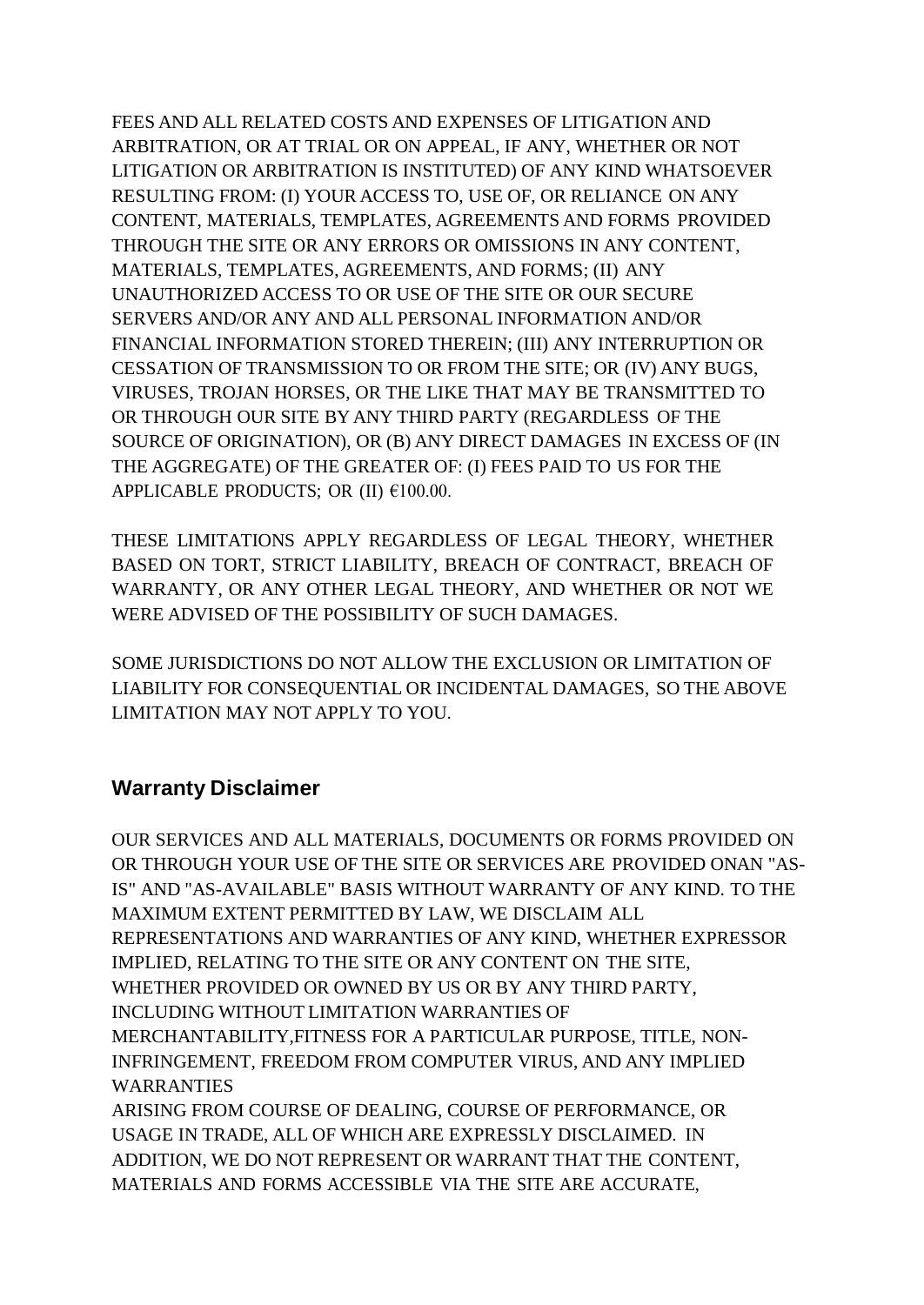FEES AND ALL RELATED COSTS AND EXPENSES OF LITIGATION AND ARBITRATION, OR AT TRIAL OR ON APPEAL, IF ANY, WHETHER OR NOT LITIGATION OR ARBITRATION IS INSTITUTED) OF ANY KIND WHATSOEVER RESULTING FROM: (I) YOUR ACCESS TO, USE OF, OR RELIANCE ON ANY CONTENT, MATERIALS, TEMPLATES, AGREEMENTS AND FORMS PROVIDED THROUGH THE SITE OR ANY ERRORS OR OMISSIONS IN ANY CONTENT, MATERIALS, TEMPLATES, AGREEMENTS, AND FORMS; (II) ANY UNAUTHORIZED ACCESS TO OR USE OF THE SITE OR OUR SECURE SERVERS AND/OR ANY AND ALL PERSONAL INFORMATION AND/OR FINANCIAL INFORMATION STORED THEREIN; (III) ANY INTERRUPTION OR CESSATION OF TRANSMISSION TO OR FROM THE SITE; OR (IV) ANY BUGS, VIRUSES, TROJAN HORSES, OR THE LIKE THAT MAY BE TRANSMITTED TO OR THROUGH OUR SITE BY ANY THIRD PARTY (REGARDLESS OF THE SOURCE OF ORIGINATION), OR (B) ANY DIRECT DAMAGES IN EXCESS OF (IN THE AGGREGATE) OF THE GREATER OF: (I) FEES PAID TO US FOR THE APPLICABLE PRODUCTS; OR (II) €100.00.

THESE LIMITATIONS APPLY REGARDLESS OF LEGAL THEORY, WHETHER BASED ON TORT, STRICT LIABILITY, BREACH OF CONTRACT, BREACH OF WARRANTY, OR ANY OTHER LEGAL THEORY, AND WHETHER OR NOT WE WERE ADVISED OF THE POSSIBILITY OF SUCH DAMAGES.

SOME JURISDICTIONS DO NOT ALLOW THE EXCLUSION OR LIMITATION OF LIABILITY FOR CONSEQUENTIAL OR INCIDENTAL DAMAGES, SO THE ABOVE LIMITATION MAY NOT APPLY TO YOU.

## Warranty Disclaimer

OUR SERVICES AND ALL MATERIALS, DOCUMENTS OR FORMS PROVIDED ON OR THROUGH YOUR USE OF THE SITE OR SERVICES ARE PROVIDED ONAN "AS-IS" AND "AS-AVAILABLE" BASIS WITHOUT WARRANTY OF ANY KIND. TO THE MAXIMUM EXTENT PERMITTED BY LAW, WE DISCLAIM ALL REPRESENTATIONS AND WARRANTIES OF ANY KIND, WHETHER EXPRESSOR IMPLIED, RELATING TO THE SITE OR ANY CONTENT ON THE SITE, WHETHER PROVIDED OR OWNED BY US OR BY ANY THIRD PARTY, INCLUDING WITHOUT LIMITATION WARRANTIES OF MERCHANTABILITY,FITNESS FOR A PARTICULAR PURPOSE, TITLE, NON-INFRINGEMENT, FREEDOM FROM COMPUTER VIRUS, AND ANY IMPLIED WARRANTIES
ARISING FROM COURSE OF DEALING, COURSE OF PERFORMANCE, OR USAGE IN TRADE, ALL OF WHICH ARE EXPRESSLY DISCLAIMED. IN ADDITION, WE DO NOT REPRESENT OR WARRANT THAT THE CONTENT, MATERIALS AND FORMS ACCESSIBLE VIA THE SITE ARE ACCURATE,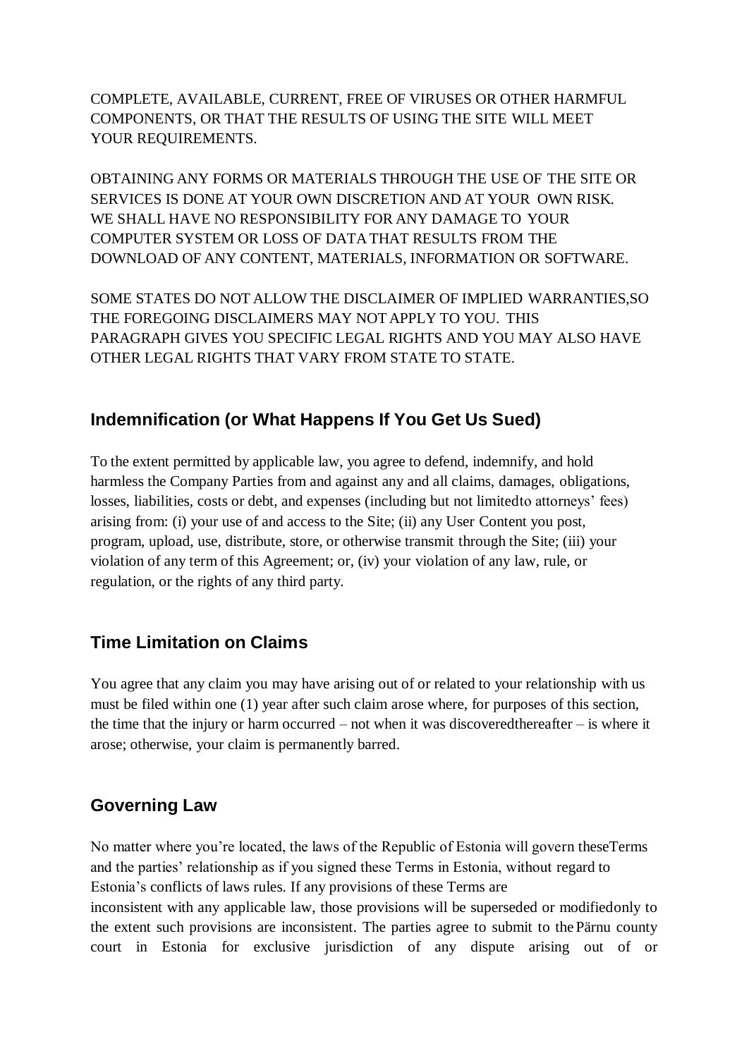COMPLETE, AVAILABLE, CURRENT, FREE OF VIRUSES OR OTHER HARMFUL COMPONENTS, OR THAT THE RESULTS OF USING THE SITE WILL MEET YOUR REQUIREMENTS.

OBTAINING ANY FORMS OR MATERIALS THROUGH THE USE OF THE SITE OR SERVICES IS DONE AT YOUR OWN DISCRETION AND AT YOUR OWN RISK. WE SHALL HAVE NO RESPONSIBILITY FOR ANY DAMAGE TO YOUR COMPUTER SYSTEM OR LOSS OF DATA THAT RESULTS FROM THE DOWNLOAD OF ANY CONTENT, MATERIALS, INFORMATION OR SOFTWARE.

SOME STATES DO NOT ALLOW THE DISCLAIMER OF IMPLIED WARRANTIES,SO THE FOREGOING DISCLAIMERS MAY NOT APPLY TO YOU. THIS PARAGRAPH GIVES YOU SPECIFIC LEGAL RIGHTS AND YOU MAY ALSO HAVE OTHER LEGAL RIGHTS THAT VARY FROM STATE TO STATE.

## Indemnification (or What Happens If You Get Us Sued)

To the extent permitted by applicable law, you agree to defend, indemnify, and hold harmless the Company Parties from and against any and all claims, damages, obligations, losses, liabilities, costs or debt, and expenses (including but not limitedto attorneys' fees) arising from: (i) your use of and access to the Site; (ii) any User Content you post, program, upload, use, distribute, store, or otherwise transmit through the Site; (iii) your violation of any term of this Agreement; or, (iv) your violation of any law, rule, or regulation, or the rights of any third party.

## Time Limitation on Claims

You agree that any claim you may have arising out of or related to your relationship with us must be filed within one (1) year after such claim arose where, for purposes of this section, the time that the injury or harm occurred – not when it was discoveredthereafter – is where it arose; otherwise, your claim is permanently barred.

## Governing Law

No matter where you're located, the laws of the Republic of Estonia will govern theseTerms and the parties' relationship as if you signed these Terms in Estonia, without regard to Estonia's conflicts of laws rules. If any provisions of these Terms are inconsistent with any applicable law, those provisions will be superseded or modifiedonly to the extent such provisions are inconsistent. The parties agree to submit to the Pärnu county court in Estonia for exclusive jurisdiction of any dispute arising out of or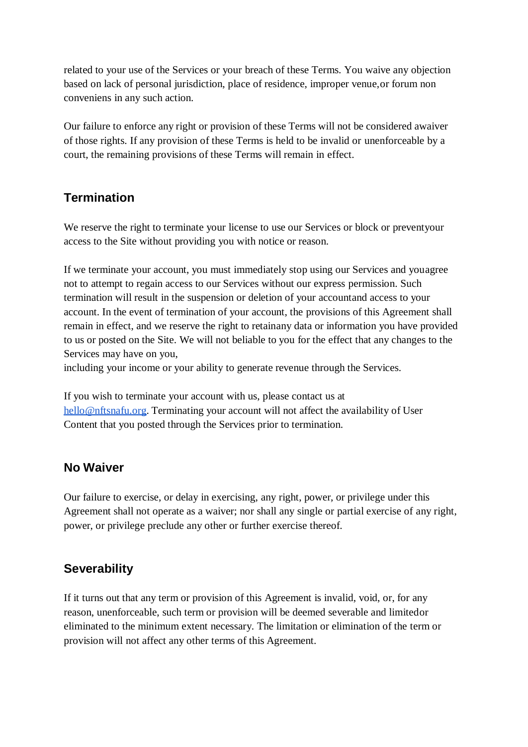related to your use of the Services or your breach of these Terms. You waive any objection based on lack of personal jurisdiction, place of residence, improper venue,or forum non conveniens in any such action.

Our failure to enforce any right or provision of these Terms will not be considered awaiver of those rights. If any provision of these Terms is held to be invalid or unenforceable by a court, the remaining provisions of these Terms will remain in effect.

## Termination

We reserve the right to terminate your license to use our Services or block or preventyour access to the Site without providing you with notice or reason.

If we terminate your account, you must immediately stop using our Services and youagree not to attempt to regain access to our Services without our express permission. Such termination will result in the suspension or deletion of your accountand access to your account. In the event of termination of your account, the provisions of this Agreement shall remain in effect, and we reserve the right to retainany data or information you have provided to us or posted on the Site. We will not beliable to you for the effect that any changes to the Services may have on you,
including your income or your ability to generate revenue through the Services.

If you wish to terminate your account with us, please contact us at hello@nftsnafu.org. Terminating your account will not affect the availability of User Content that you posted through the Services prior to termination.

## No Waiver

Our failure to exercise, or delay in exercising, any right, power, or privilege under this Agreement shall not operate as a waiver; nor shall any single or partial exercise of any right, power, or privilege preclude any other or further exercise thereof.

## Severability

If it turns out that any term or provision of this Agreement is invalid, void, or, for any reason, unenforceable, such term or provision will be deemed severable and limitedor eliminated to the minimum extent necessary. The limitation or elimination of the term or provision will not affect any other terms of this Agreement.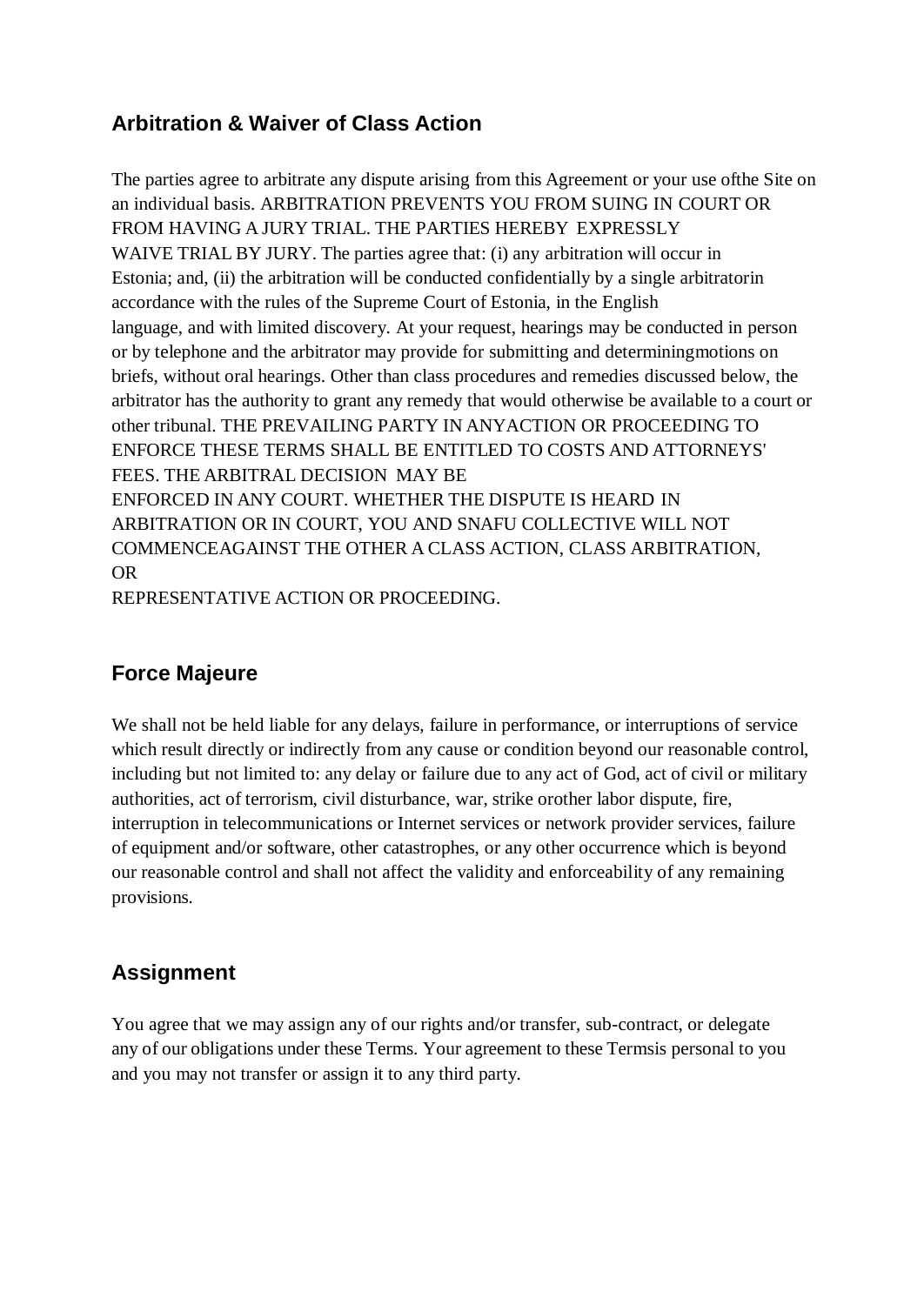## Arbitration & Waiver of Class Action

The parties agree to arbitrate any dispute arising from this Agreement or your use ofthe Site on an individual basis. ARBITRATION PREVENTS YOU FROM SUING IN COURT OR FROM HAVING A JURY TRIAL. THE PARTIES HEREBY EXPRESSLY WAIVE TRIAL BY JURY. The parties agree that: (i) any arbitration will occur in Estonia; and, (ii) the arbitration will be conducted confidentially by a single arbitratorin accordance with the rules of the Supreme Court of Estonia, in the English language, and with limited discovery. At your request, hearings may be conducted in person or by telephone and the arbitrator may provide for submitting and determiningmotions on briefs, without oral hearings. Other than class procedures and remedies discussed below, the arbitrator has the authority to grant any remedy that would otherwise be available to a court or other tribunal. THE PREVAILING PARTY IN ANYACTION OR PROCEEDING TO ENFORCE THESE TERMS SHALL BE ENTITLED TO COSTS AND ATTORNEYS' FEES. THE ARBITRAL DECISION MAY BE ENFORCED IN ANY COURT. WHETHER THE DISPUTE IS HEARD IN ARBITRATION OR IN COURT, YOU AND SNAFU COLLECTIVE WILL NOT COMMENCEAGAINST THE OTHER A CLASS ACTION, CLASS ARBITRATION, OR REPRESENTATIVE ACTION OR PROCEEDING.

## Force Majeure

We shall not be held liable for any delays, failure in performance, or interruptions of service which result directly or indirectly from any cause or condition beyond our reasonable control, including but not limited to: any delay or failure due to any act of God, act of civil or military authorities, act of terrorism, civil disturbance, war, strike orother labor dispute, fire, interruption in telecommunications or Internet services or network provider services, failure of equipment and/or software, other catastrophes, or any other occurrence which is beyond our reasonable control and shall not affect the validity and enforceability of any remaining provisions.

## Assignment

You agree that we may assign any of our rights and/or transfer, sub-contract, or delegate any of our obligations under these Terms. Your agreement to these Termsis personal to you and you may not transfer or assign it to any third party.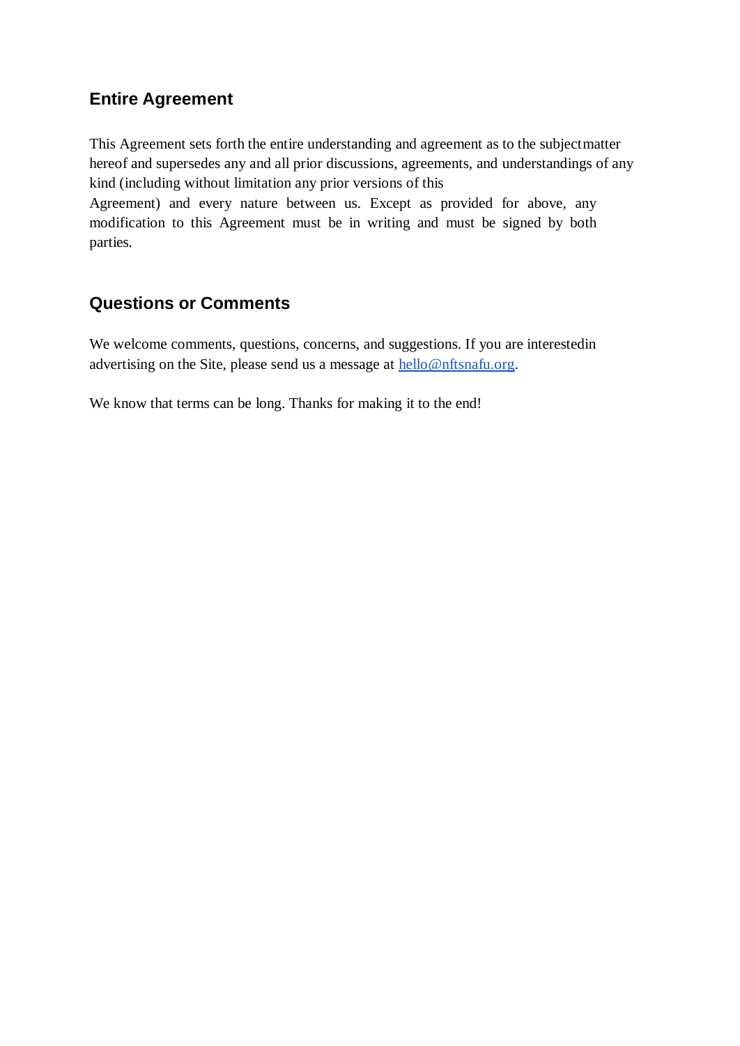## Entire Agreement

This Agreement sets forth the entire understanding and agreement as to the subjectmatter hereof and supersedes any and all prior discussions, agreements, and understandings of any kind (including without limitation any prior versions of this Agreement) and every nature between us. Except as provided for above, any modification to this Agreement must be in writing and must be signed by both parties.

## Questions or Comments

We welcome comments, questions, concerns, and suggestions. If you are interestedin advertising on the Site, please send us a message at hello@nftsnafu.org.

We know that terms can be long. Thanks for making it to the end!